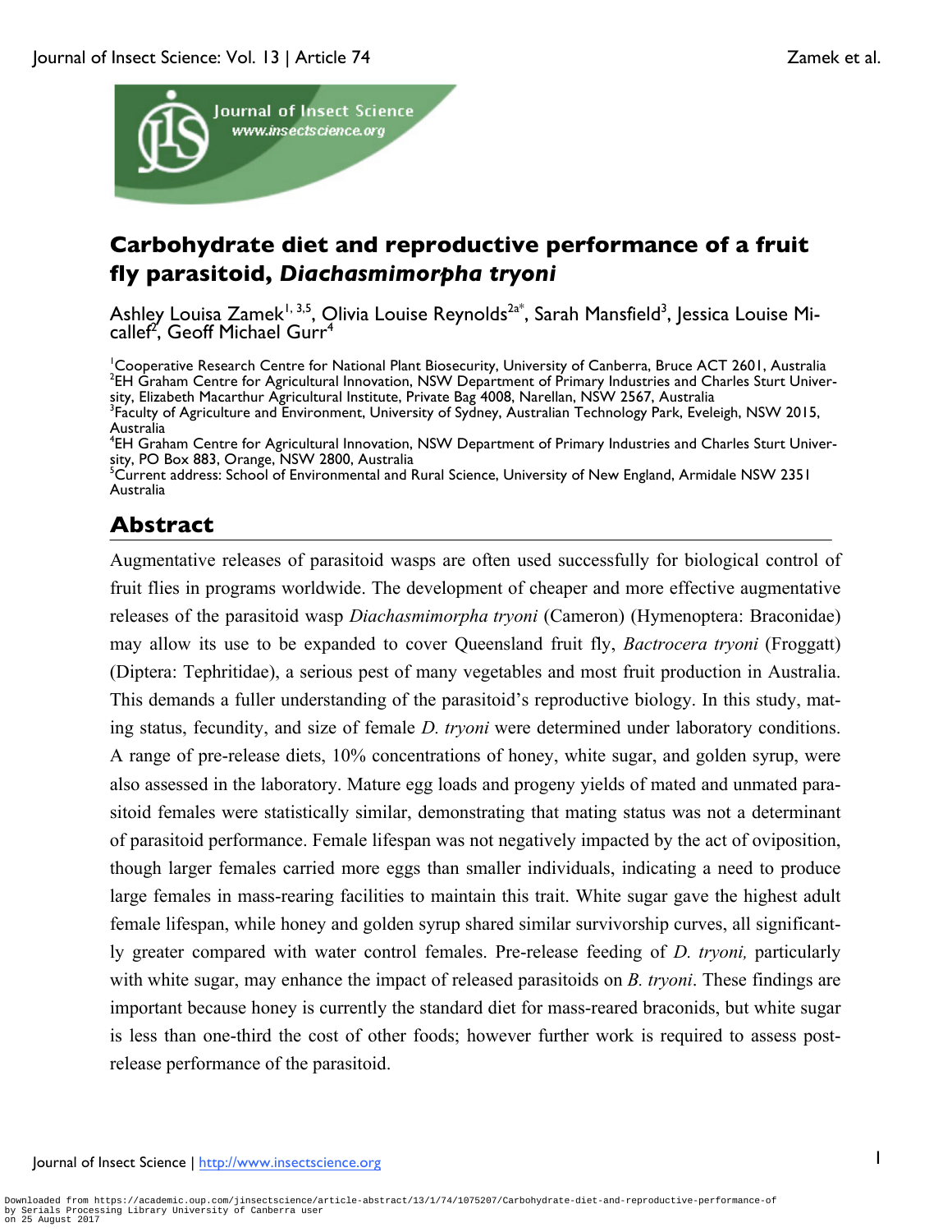# Carbohydrate diet and reproductive performance of a fruit fly parasitoid, *Diachasmimorpha tryoni*

Ashley Louisa Zamek[1, 3,5], Olivia Louise Reynolds[2a*], Sarah Mansfield[3], Jessica Louise Micallef[2], Geoff Michael Gurr[4]

[1]Cooperative Research Centre for National Plant Biosecurity, University of Canberra, Bruce ACT 2601, Australia
[2]EH Graham Centre for Agricultural Innovation, NSW Department of Primary Industries and Charles Sturt University, Elizabeth Macarthur Agricultural Institute, Private Bag 4008, Narellan, NSW 2567, Australia
[3]Faculty of Agriculture and Environment, University of Sydney, Australian Technology Park, Eveleigh, NSW 2015, Australia
[4]EH Graham Centre for Agricultural Innovation, NSW Department of Primary Industries and Charles Sturt University, PO Box 883, Orange, NSW 2800, Australia
[5]Current address: School of Environmental and Rural Science, University of New England, Armidale NSW 2351 Australia

## Abstract

Augmentative releases of parasitoid wasps are often used successfully for biological control of fruit flies in programs worldwide. The development of cheaper and more effective augmentative releases of the parasitoid wasp *Diachasmimorpha tryoni* (Cameron) (Hymenoptera: Braconidae) may allow its use to be expanded to cover Queensland fruit fly, *Bactrocera tryoni* (Froggatt) (Diptera: Tephritidae), a serious pest of many vegetables and most fruit production in Australia. This demands a fuller understanding of the parasitoid's reproductive biology. In this study, mating status, fecundity, and size of female *D. tryoni* were determined under laboratory conditions. A range of pre-release diets, 10% concentrations of honey, white sugar, and golden syrup, were also assessed in the laboratory. Mature egg loads and progeny yields of mated and unmated parasitoid females were statistically similar, demonstrating that mating status was not a determinant of parasitoid performance. Female lifespan was not negatively impacted by the act of oviposition, though larger females carried more eggs than smaller individuals, indicating a need to produce large females in mass-rearing facilities to maintain this trait. White sugar gave the highest adult female lifespan, while honey and golden syrup shared similar survivorship curves, all significantly greater compared with water control females. Pre-release feeding of *D. tryoni,* particularly with white sugar, may enhance the impact of released parasitoids on *B. tryoni*. These findings are important because honey is currently the standard diet for mass-reared braconids, but white sugar is less than one-third the cost of other foods; however further work is required to assess post-release performance of the parasitoid.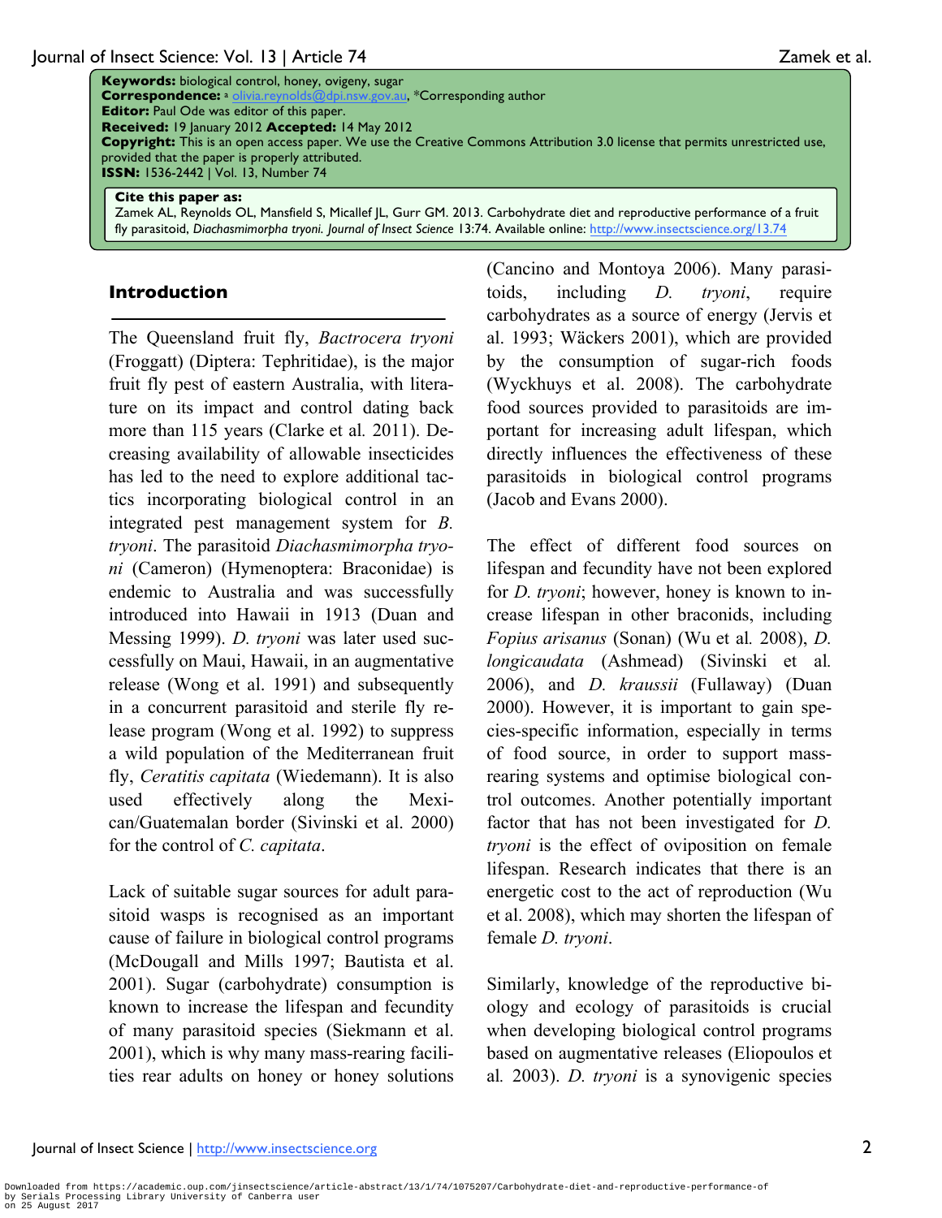**Keywords:** biological control, honey, ovigeny, sugar
**Correspondence:** [a] olivia.reynolds@dpi.nsw.gov.au, *Corresponding author
**Editor:** Paul Ode was editor of this paper.
**Received:** 19 January 2012 **Accepted:** 14 May 2012
**Copyright:** This is an open access paper. We use the Creative Commons Attribution 3.0 license that permits unrestricted use, provided that the paper is properly attributed.
**ISSN:** 1536-2442 | Vol. 13, Number 74

**Cite this paper as:**
Zamek AL, Reynolds OL, Mansfield S, Micallef JL, Gurr GM. 2013. Carbohydrate diet and reproductive performance of a fruit fly parasitoid, *Diachasmimorpha tryoni. Journal of Insect Science* 13:74. Available online: http://www.insectscience.org/13.74

## Introduction

The Queensland fruit fly, *Bactrocera tryoni* (Froggatt) (Diptera: Tephritidae), is the major fruit fly pest of eastern Australia, with literature on its impact and control dating back more than 115 years (Clarke et al. 2011). Decreasing availability of allowable insecticides has led to the need to explore additional tactics incorporating biological control in an integrated pest management system for *B. tryoni*. The parasitoid *Diachasmimorpha tryoni* (Cameron) (Hymenoptera: Braconidae) is endemic to Australia and was successfully introduced into Hawaii in 1913 (Duan and Messing 1999). *D. tryoni* was later used successfully on Maui, Hawaii, in an augmentative release (Wong et al. 1991) and subsequently in a concurrent parasitoid and sterile fly release program (Wong et al. 1992) to suppress a wild population of the Mediterranean fruit fly, *Ceratitis capitata* (Wiedemann). It is also used effectively along the Mexican/Guatemalan border (Sivinski et al. 2000) for the control of *C. capitata*.

Lack of suitable sugar sources for adult parasitoid wasps is recognised as an important cause of failure in biological control programs (McDougall and Mills 1997; Bautista et al. 2001). Sugar (carbohydrate) consumption is known to increase the lifespan and fecundity of many parasitoid species (Siekmann et al. 2001), which is why many mass-rearing facilities rear adults on honey or honey solutions (Cancino and Montoya 2006). Many parasitoids, including *D. tryoni*, require carbohydrates as a source of energy (Jervis et al. 1993; Wäckers 2001), which are provided by the consumption of sugar-rich foods (Wyckhuys et al. 2008). The carbohydrate food sources provided to parasitoids are important for increasing adult lifespan, which directly influences the effectiveness of these parasitoids in biological control programs (Jacob and Evans 2000).

The effect of different food sources on lifespan and fecundity have not been explored for *D. tryoni*; however, honey is known to increase lifespan in other braconids, including *Fopius arisanus* (Sonan) (Wu et al. 2008), *D. longicaudata* (Ashmead) (Sivinski et al. 2006), and *D. kraussii* (Fullaway) (Duan 2000). However, it is important to gain species-specific information, especially in terms of food source, in order to support mass-rearing systems and optimise biological control outcomes. Another potentially important factor that has not been investigated for *D. tryoni* is the effect of oviposition on female lifespan. Research indicates that there is an energetic cost to the act of reproduction (Wu et al. 2008), which may shorten the lifespan of female *D. tryoni*.

Similarly, knowledge of the reproductive biology and ecology of parasitoids is crucial when developing biological control programs based on augmentative releases (Eliopoulos et al. 2003). *D. tryoni* is a synovigenic species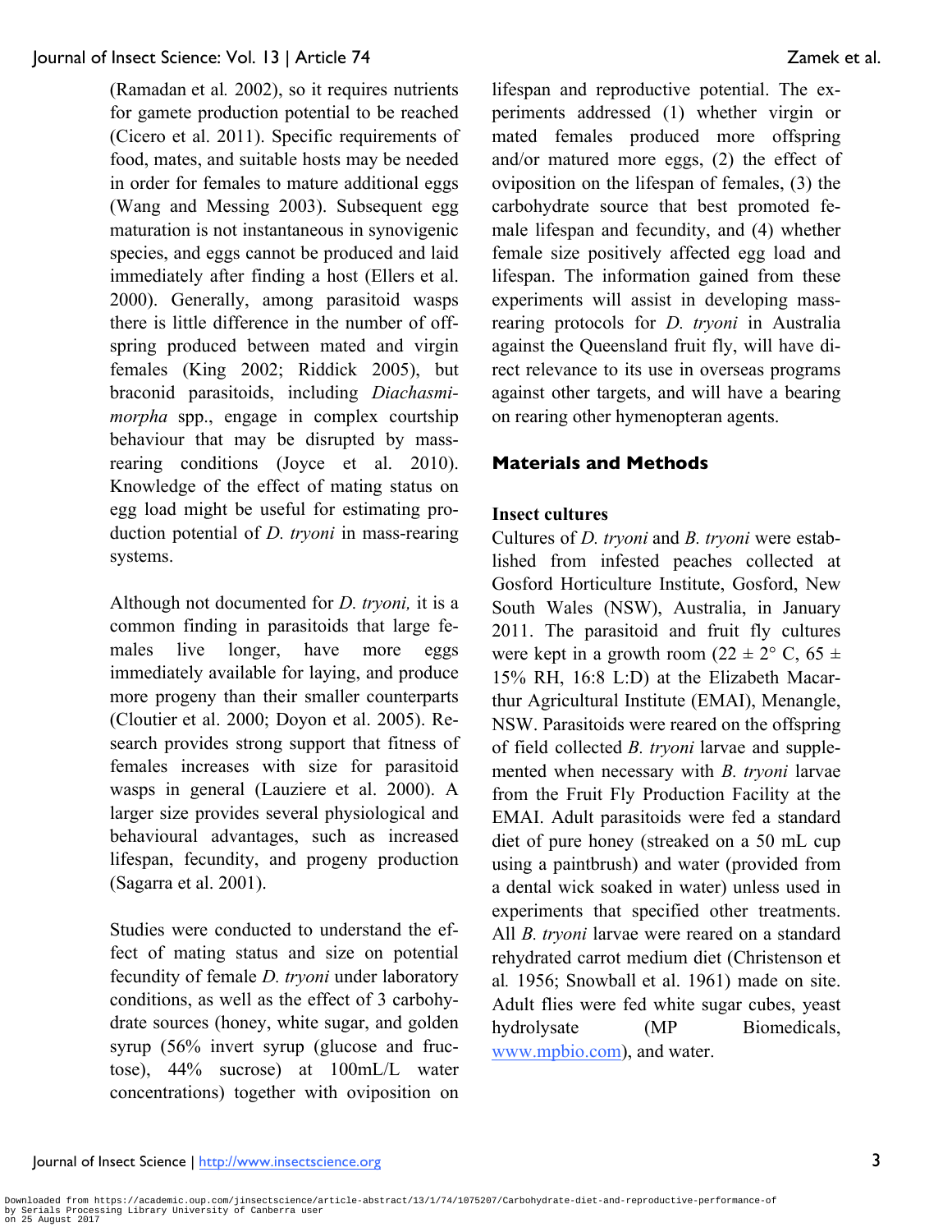(Ramadan et al*.* 2002), so it requires nutrients for gamete production potential to be reached (Cicero et al. 2011). Specific requirements of food, mates, and suitable hosts may be needed in order for females to mature additional eggs (Wang and Messing 2003). Subsequent egg maturation is not instantaneous in synovigenic species, and eggs cannot be produced and laid immediately after finding a host (Ellers et al. 2000). Generally, among parasitoid wasps there is little difference in the number of offspring produced between mated and virgin females (King 2002; Riddick 2005), but braconid parasitoids, including *Diachasmimorpha* spp., engage in complex courtship behaviour that may be disrupted by mass-rearing conditions (Joyce et al. 2010). Knowledge of the effect of mating status on egg load might be useful for estimating production potential of *D. tryoni* in mass-rearing systems.

Although not documented for *D. tryoni,* it is a common finding in parasitoids that large females live longer, have more eggs immediately available for laying, and produce more progeny than their smaller counterparts (Cloutier et al. 2000; Doyon et al. 2005). Research provides strong support that fitness of females increases with size for parasitoid wasps in general (Lauziere et al. 2000). A larger size provides several physiological and behavioural advantages, such as increased lifespan, fecundity, and progeny production (Sagarra et al. 2001).

Studies were conducted to understand the effect of mating status and size on potential fecundity of female *D. tryoni* under laboratory conditions, as well as the effect of 3 carbohydrate sources (honey, white sugar, and golden syrup (56% invert syrup (glucose and fructose), 44% sucrose) at 100mL/L water concentrations) together with oviposition on lifespan and reproductive potential. The experiments addressed (1) whether virgin or mated females produced more offspring and/or matured more eggs, (2) the effect of oviposition on the lifespan of females, (3) the carbohydrate source that best promoted female lifespan and fecundity, and (4) whether female size positively affected egg load and lifespan. The information gained from these experiments will assist in developing mass-rearing protocols for *D. tryoni* in Australia against the Queensland fruit fly, will have direct relevance to its use in overseas programs against other targets, and will have a bearing on rearing other hymenopteran agents.

## Materials and Methods

### Insect cultures

Cultures of *D. tryoni* and *B. tryoni* were established from infested peaches collected at Gosford Horticulture Institute, Gosford, New South Wales (NSW), Australia, in January 2011. The parasitoid and fruit fly cultures were kept in a growth room (22 ± 2° C, 65 ± 15% RH, 16:8 L:D) at the Elizabeth Macarthur Agricultural Institute (EMAI), Menangle, NSW. Parasitoids were reared on the offspring of field collected *B. tryoni* larvae and supplemented when necessary with *B. tryoni* larvae from the Fruit Fly Production Facility at the EMAI. Adult parasitoids were fed a standard diet of pure honey (streaked on a 50 mL cup using a paintbrush) and water (provided from a dental wick soaked in water) unless used in experiments that specified other treatments. All *B. tryoni* larvae were reared on a standard rehydrated carrot medium diet (Christenson et al*.* 1956; Snowball et al. 1961) made on site. Adult flies were fed white sugar cubes, yeast hydrolysate (MP Biomedicals, www.mpbio.com), and water.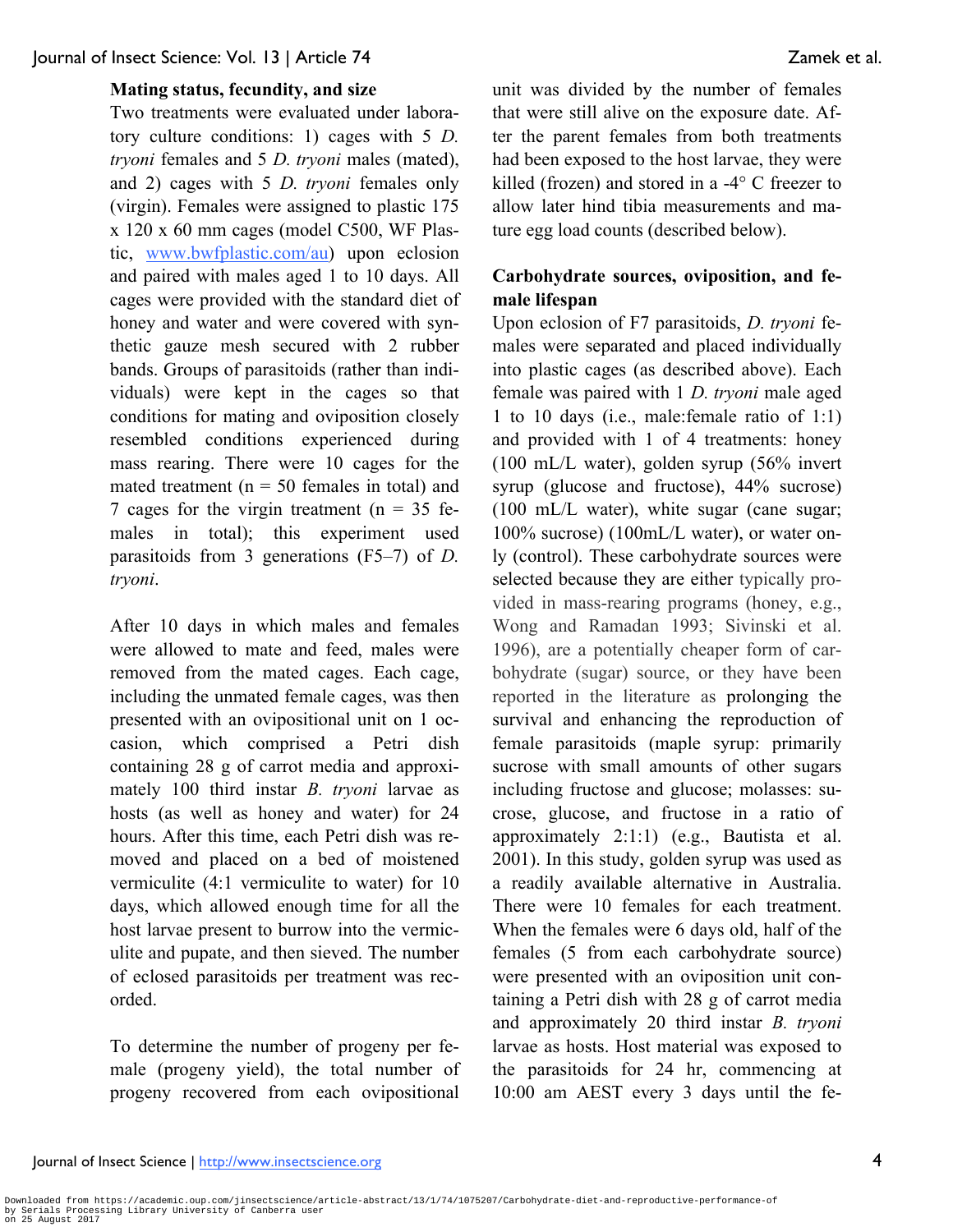### Mating status, fecundity, and size

Two treatments were evaluated under laboratory culture conditions: 1) cages with 5 *D. tryoni* females and 5 *D. tryoni* males (mated), and 2) cages with 5 *D. tryoni* females only (virgin). Females were assigned to plastic 175 x 120 x 60 mm cages (model C500, WF Plastic, www.bwfplastic.com/au) upon eclosion and paired with males aged 1 to 10 days. All cages were provided with the standard diet of honey and water and were covered with synthetic gauze mesh secured with 2 rubber bands. Groups of parasitoids (rather than individuals) were kept in the cages so that conditions for mating and oviposition closely resembled conditions experienced during mass rearing. There were 10 cages for the mated treatment (n = 50 females in total) and 7 cages for the virgin treatment (n = 35 females in total); this experiment used parasitoids from 3 generations (F5–7) of *D. tryoni*.

After 10 days in which males and females were allowed to mate and feed, males were removed from the mated cages. Each cage, including the unmated female cages, was then presented with an ovipositional unit on 1 occasion, which comprised a Petri dish containing 28 g of carrot media and approximately 100 third instar *B. tryoni* larvae as hosts (as well as honey and water) for 24 hours. After this time, each Petri dish was removed and placed on a bed of moistened vermiculite (4:1 vermiculite to water) for 10 days, which allowed enough time for all the host larvae present to burrow into the vermiculite and pupate, and then sieved. The number of eclosed parasitoids per treatment was recorded.

To determine the number of progeny per female (progeny yield), the total number of progeny recovered from each ovipositional unit was divided by the number of females that were still alive on the exposure date. After the parent females from both treatments had been exposed to the host larvae, they were killed (frozen) and stored in a -4° C freezer to allow later hind tibia measurements and mature egg load counts (described below).

### Carbohydrate sources, oviposition, and female lifespan

Upon eclosion of F7 parasitoids, *D. tryoni* females were separated and placed individually into plastic cages (as described above). Each female was paired with 1 *D. tryoni* male aged 1 to 10 days (i.e., male:female ratio of 1:1) and provided with 1 of 4 treatments: honey (100 mL/L water), golden syrup (56% invert syrup (glucose and fructose), 44% sucrose) (100 mL/L water), white sugar (cane sugar; 100% sucrose) (100mL/L water), or water only (control). These carbohydrate sources were selected because they are either typically provided in mass-rearing programs (honey, e.g., Wong and Ramadan 1993; Sivinski et al. 1996), are a potentially cheaper form of carbohydrate (sugar) source, or they have been reported in the literature as prolonging the survival and enhancing the reproduction of female parasitoids (maple syrup: primarily sucrose with small amounts of other sugars including fructose and glucose; molasses: sucrose, glucose, and fructose in a ratio of approximately 2:1:1) (e.g., Bautista et al. 2001). In this study, golden syrup was used as a readily available alternative in Australia. There were 10 females for each treatment. When the females were 6 days old, half of the females (5 from each carbohydrate source) were presented with an oviposition unit containing a Petri dish with 28 g of carrot media and approximately 20 third instar *B. tryoni* larvae as hosts. Host material was exposed to the parasitoids for 24 hr, commencing at 10:00 am AEST every 3 days until the fe-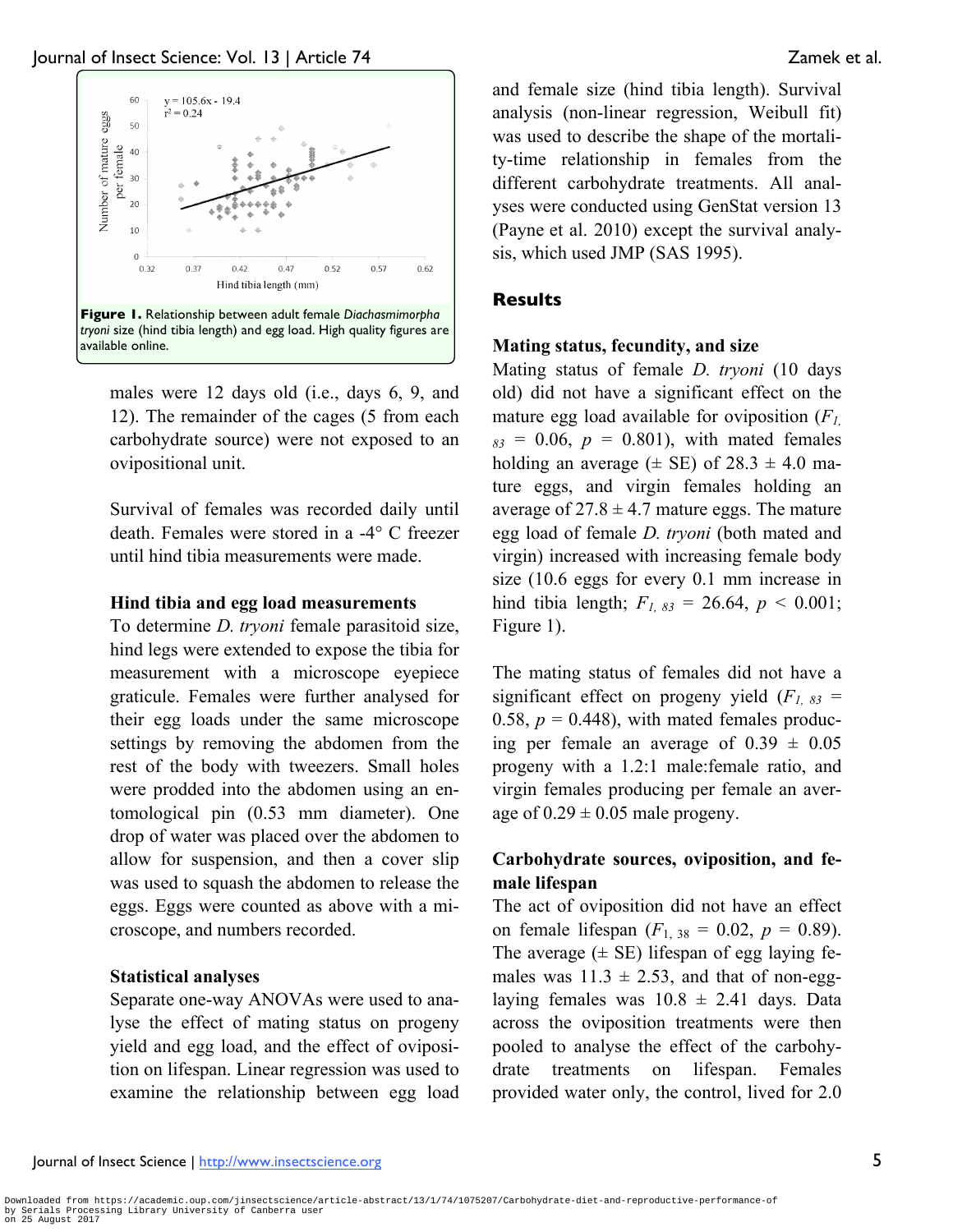Figure 1. Relationship between adult female *Diachasmimorpha tryoni* size (hind tibia length) and egg load. High quality figures are available online.

males were 12 days old (i.e., days 6, 9, and 12). The remainder of the cages (5 from each carbohydrate source) were not exposed to an ovipositional unit.

Survival of females was recorded daily until death. Females were stored in a -4° C freezer until hind tibia measurements were made.

### Hind tibia and egg load measurements

To determine *D. tryoni* female parasitoid size, hind legs were extended to expose the tibia for measurement with a microscope eyepiece graticule. Females were further analysed for their egg loads under the same microscope settings by removing the abdomen from the rest of the body with tweezers. Small holes were prodded into the abdomen using an entomological pin (0.53 mm diameter). One drop of water was placed over the abdomen to allow for suspension, and then a cover slip was used to squash the abdomen to release the eggs. Eggs were counted as above with a microscope, and numbers recorded.

### Statistical analyses

Separate one-way ANOVAs were used to analyse the effect of mating status on progeny yield and egg load, and the effect of oviposition on lifespan. Linear regression was used to examine the relationship between egg load and female size (hind tibia length). Survival analysis (non-linear regression, Weibull fit) was used to describe the shape of the mortality-time relationship in females from the different carbohydrate treatments. All analyses were conducted using GenStat version 13 (Payne et al. 2010) except the survival analysis, which used JMP (SAS 1995).

## Results

### Mating status, fecundity, and size

Mating status of female *D. tryoni* (10 days old) did not have a significant effect on the mature egg load available for oviposition ($F_{1, 83} = 0.06$, $p = 0.801$), with mated females holding an average (± SE) of 28.3 ± 4.0 mature eggs, and virgin females holding an average of 27.8 ± 4.7 mature eggs. The mature egg load of female *D. tryoni* (both mated and virgin) increased with increasing female body size (10.6 eggs for every 0.1 mm increase in hind tibia length; $F_{1, 83} = 26.64$, $p < 0.001$; Figure 1).

The mating status of females did not have a significant effect on progeny yield ($F_{1, 83} = 0.58$, $p = 0.448$), with mated females producing per female an average of 0.39 ± 0.05 progeny with a 1.2:1 male:female ratio, and virgin females producing per female an average of 0.29 ± 0.05 male progeny.

### Carbohydrate sources, oviposition, and female lifespan

The act of oviposition did not have an effect on female lifespan ($F_{1, 38} = 0.02$, $p = 0.89$). The average (± SE) lifespan of egg laying females was 11.3 ± 2.53, and that of non-egg-laying females was 10.8 ± 2.41 days. Data across the oviposition treatments were then pooled to analyse the effect of the carbohydrate treatments on lifespan. Females provided water only, the control, lived for 2.0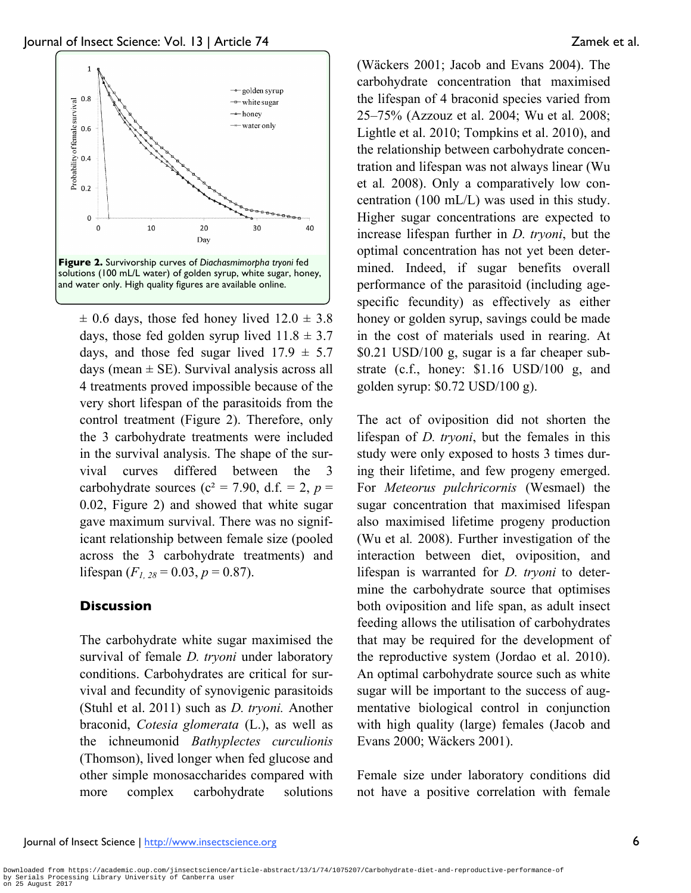**Figure 2.** Survivorship curves of *Diachasmimorpha tryoni* fed solutions (100 mL/L water) of golden syrup, white sugar, honey, and water only. High quality figures are available online.

± 0.6 days, those fed honey lived 12.0 ± 3.8 days, those fed golden syrup lived 11.8 ± 3.7 days, and those fed sugar lived 17.9 ± 5.7 days (mean ± SE). Survival analysis across all 4 treatments proved impossible because of the very short lifespan of the parasitoids from the control treatment (Figure 2). Therefore, only the 3 carbohydrate treatments were included in the survival analysis. The shape of the survival curves differed between the 3 carbohydrate sources ($c^2 = 7.90$, d.f. = 2, $p = 0.02$, Figure 2) and showed that white sugar gave maximum survival. There was no significant relationship between female size (pooled across the 3 carbohydrate treatments) and lifespan ($F_{1, 28} = 0.03$, $p = 0.87$).

## Discussion

The carbohydrate white sugar maximised the survival of female *D. tryoni* under laboratory conditions. Carbohydrates are critical for survival and fecundity of synovigenic parasitoids (Stuhl et al. 2011) such as *D. tryoni.* Another braconid, *Cotesia glomerata* (L.), as well as the ichneumonid *Bathyplectes curculionis* (Thomson), lived longer when fed glucose and other simple monosaccharides compared with more complex carbohydrate solutions (Wäckers 2001; Jacob and Evans 2004). The carbohydrate concentration that maximised the lifespan of 4 braconid species varied from 25–75% (Azzouz et al. 2004; Wu et al*.* 2008; Lightle et al. 2010; Tompkins et al. 2010), and the relationship between carbohydrate concentration and lifespan was not always linear (Wu et al*.* 2008). Only a comparatively low concentration (100 mL/L) was used in this study. Higher sugar concentrations are expected to increase lifespan further in *D. tryoni*, but the optimal concentration has not yet been determined. Indeed, if sugar benefits overall performance of the parasitoid (including age-specific fecundity) as effectively as either honey or golden syrup, savings could be made in the cost of materials used in rearing. At \$0.21 USD/100 g, sugar is a far cheaper substrate (c.f., honey: \$1.16 USD/100 g, and golden syrup: \$0.72 USD/100 g).

The act of oviposition did not shorten the lifespan of *D. tryoni*, but the females in this study were only exposed to hosts 3 times during their lifetime, and few progeny emerged. For *Meteorus pulchricornis* (Wesmael) the sugar concentration that maximised lifespan also maximised lifetime progeny production (Wu et al*.* 2008). Further investigation of the interaction between diet, oviposition, and lifespan is warranted for *D. tryoni* to determine the carbohydrate source that optimises both oviposition and life span, as adult insect feeding allows the utilisation of carbohydrates that may be required for the development of the reproductive system (Jordao et al. 2010). An optimal carbohydrate source such as white sugar will be important to the success of augmentative biological control in conjunction with high quality (large) females (Jacob and Evans 2000; Wäckers 2001).

Female size under laboratory conditions did not have a positive correlation with female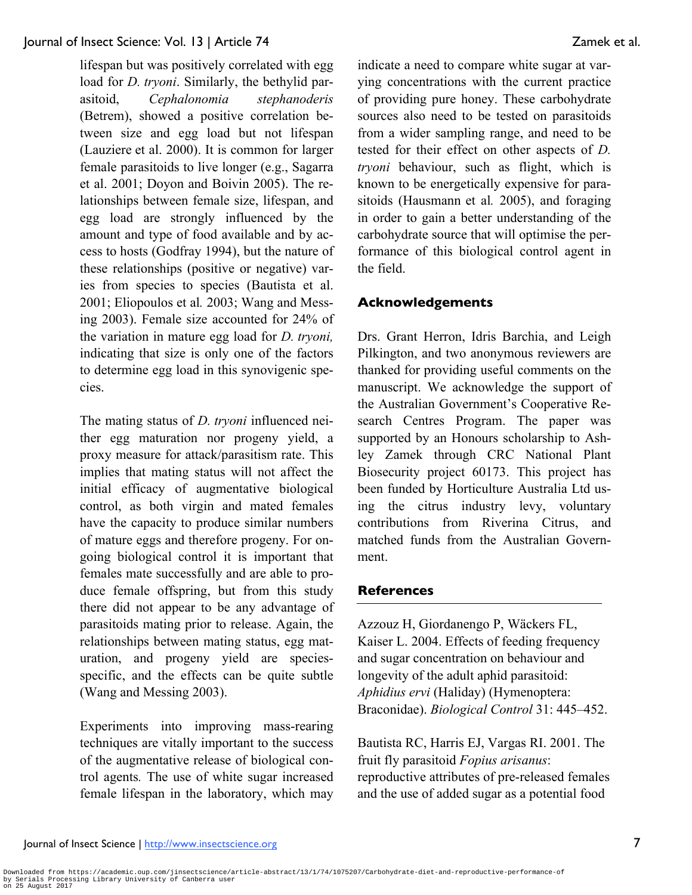lifespan but was positively correlated with egg load for *D. tryoni*. Similarly, the bethylid parasitoid, *Cephalonomia stephanoderis* (Betrem), showed a positive correlation between size and egg load but not lifespan (Lauziere et al. 2000). It is common for larger female parasitoids to live longer (e.g., Sagarra et al. 2001; Doyon and Boivin 2005). The relationships between female size, lifespan, and egg load are strongly influenced by the amount and type of food available and by access to hosts (Godfray 1994), but the nature of these relationships (positive or negative) varies from species to species (Bautista et al. 2001; Eliopoulos et al. 2003; Wang and Messing 2003). Female size accounted for 24% of the variation in mature egg load for *D. tryoni,* indicating that size is only one of the factors to determine egg load in this synovigenic species.

The mating status of *D. tryoni* influenced neither egg maturation nor progeny yield, a proxy measure for attack/parasitism rate. This implies that mating status will not affect the initial efficacy of augmentative biological control, as both virgin and mated females have the capacity to produce similar numbers of mature eggs and therefore progeny. For ongoing biological control it is important that females mate successfully and are able to produce female offspring, but from this study there did not appear to be any advantage of parasitoids mating prior to release. Again, the relationships between mating status, egg maturation, and progeny yield are species-specific, and the effects can be quite subtle (Wang and Messing 2003).

Experiments into improving mass-rearing techniques are vitally important to the success of the augmentative release of biological control agents. The use of white sugar increased female lifespan in the laboratory, which may indicate a need to compare white sugar at varying concentrations with the current practice of providing pure honey. These carbohydrate sources also need to be tested on parasitoids from a wider sampling range, and need to be tested for their effect on other aspects of *D. tryoni* behaviour, such as flight, which is known to be energetically expensive for parasitoids (Hausmann et al. 2005), and foraging in order to gain a better understanding of the carbohydrate source that will optimise the performance of this biological control agent in the field.

## Acknowledgements

Drs. Grant Herron, Idris Barchia, and Leigh Pilkington, and two anonymous reviewers are thanked for providing useful comments on the manuscript. We acknowledge the support of the Australian Government's Cooperative Research Centres Program. The paper was supported by an Honours scholarship to Ashley Zamek through CRC National Plant Biosecurity project 60173. This project has been funded by Horticulture Australia Ltd using the citrus industry levy, voluntary contributions from Riverina Citrus, and matched funds from the Australian Government.

## References

Azzouz H, Giordanengo P, Wäckers FL, Kaiser L. 2004. Effects of feeding frequency and sugar concentration on behaviour and longevity of the adult aphid parasitoid: *Aphidius ervi* (Haliday) (Hymenoptera: Braconidae). *Biological Control* 31: 445–452.

Bautista RC, Harris EJ, Vargas RI. 2001. The fruit fly parasitoid *Fopius arisanus*: reproductive attributes of pre-released females and the use of added sugar as a potential food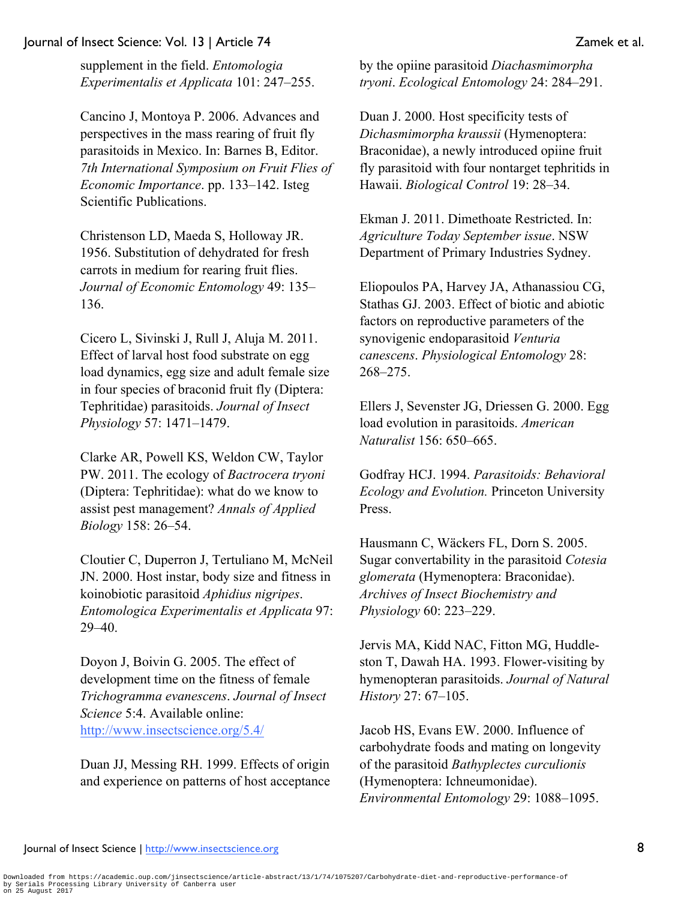supplement in the field. *Entomologia Experimentalis et Applicata* 101: 247–255.

Cancino J, Montoya P. 2006. Advances and perspectives in the mass rearing of fruit fly parasitoids in Mexico. In: Barnes B, Editor. *7th International Symposium on Fruit Flies of Economic Importance*. pp. 133–142. Isteg Scientific Publications.

Christenson LD, Maeda S, Holloway JR. 1956. Substitution of dehydrated for fresh carrots in medium for rearing fruit flies. *Journal of Economic Entomology* 49: 135–136.

Cicero L, Sivinski J, Rull J, Aluja M. 2011. Effect of larval host food substrate on egg load dynamics, egg size and adult female size in four species of braconid fruit fly (Diptera: Tephritidae) parasitoids. *Journal of Insect Physiology* 57: 1471–1479.

Clarke AR, Powell KS, Weldon CW, Taylor PW. 2011. The ecology of *Bactrocera tryoni* (Diptera: Tephritidae): what do we know to assist pest management? *Annals of Applied Biology* 158: 26–54.

Cloutier C, Duperron J, Tertuliano M, McNeil JN. 2000. Host instar, body size and fitness in koinobiotic parasitoid *Aphidius nigripes*. *Entomologica Experimentalis et Applicata* 97: 29–40.

Doyon J, Boivin G. 2005. The effect of development time on the fitness of female *Trichogramma evanescens*. *Journal of Insect Science* 5:4. Available online: http://www.insectscience.org/5.4/

Duan JJ, Messing RH. 1999. Effects of origin and experience on patterns of host acceptance by the opiine parasitoid *Diachasmimorpha tryoni*. *Ecological Entomology* 24: 284–291.

Duan J. 2000. Host specificity tests of *Dichasmimorpha kraussii* (Hymenoptera: Braconidae), a newly introduced opiine fruit fly parasitoid with four nontarget tephritids in Hawaii. *Biological Control* 19: 28–34.

Ekman J. 2011. Dimethoate Restricted. In: *Agriculture Today September issue*. NSW Department of Primary Industries Sydney.

Eliopoulos PA, Harvey JA, Athanassiou CG, Stathas GJ. 2003. Effect of biotic and abiotic factors on reproductive parameters of the synovigenic endoparasitoid *Venturia canescens*. *Physiological Entomology* 28: 268–275.

Ellers J, Sevenster JG, Driessen G. 2000. Egg load evolution in parasitoids. *American Naturalist* 156: 650–665.

Godfray HCJ. 1994. *Parasitoids: Behavioral Ecology and Evolution.* Princeton University Press.

Hausmann C, Wäckers FL, Dorn S. 2005. Sugar convertability in the parasitoid *Cotesia glomerata* (Hymenoptera: Braconidae). *Archives of Insect Biochemistry and Physiology* 60: 223–229.

Jervis MA, Kidd NAC, Fitton MG, Huddleston T, Dawah HA. 1993. Flower-visiting by hymenopteran parasitoids. *Journal of Natural History* 27: 67–105.

Jacob HS, Evans EW. 2000. Influence of carbohydrate foods and mating on longevity of the parasitoid *Bathyplectes curculionis* (Hymenoptera: Ichneumonidae). *Environmental Entomology* 29: 1088–1095.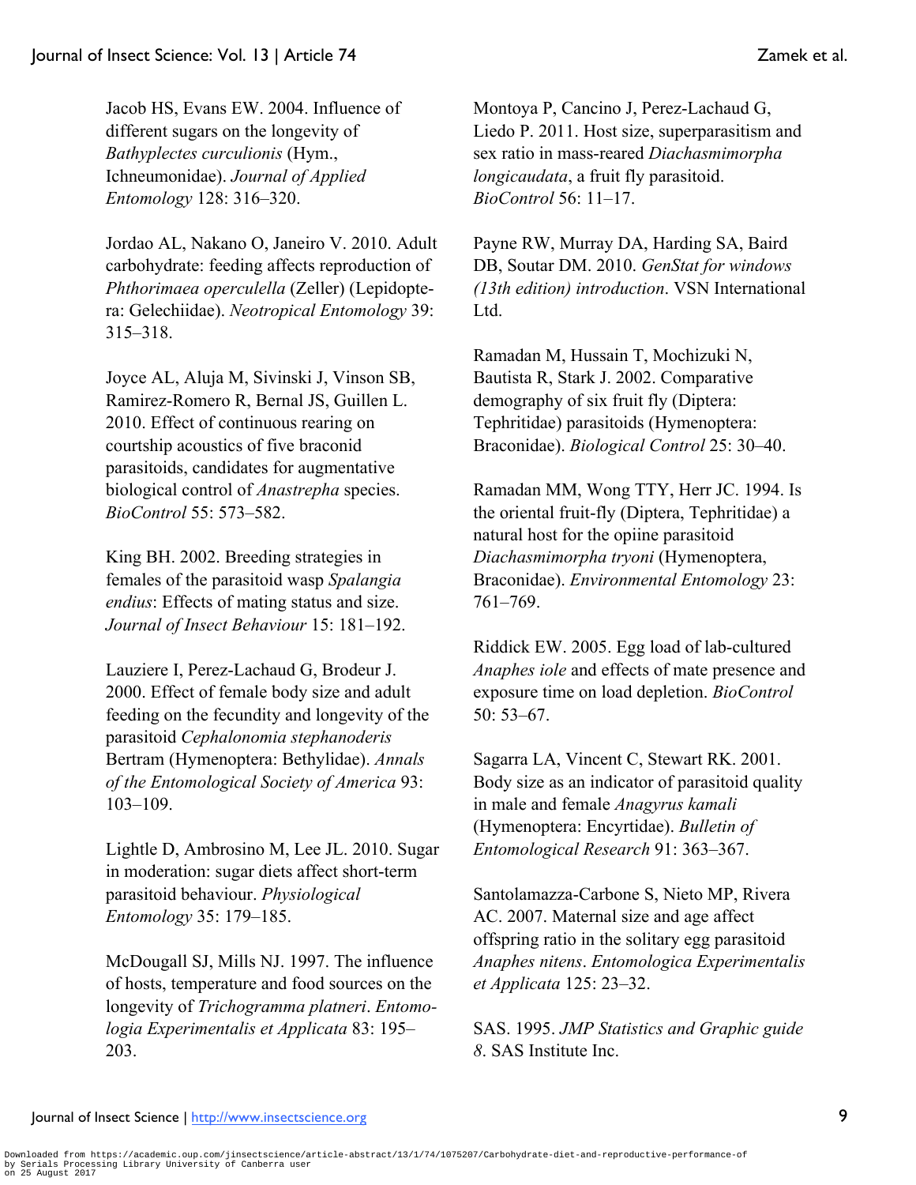Jacob HS, Evans EW. 2004. Influence of different sugars on the longevity of *Bathyplectes curculionis* (Hym., Ichneumonidae). *Journal of Applied Entomology* 128: 316–320.

Jordao AL, Nakano O, Janeiro V. 2010. Adult carbohydrate: feeding affects reproduction of *Phthorimaea operculella* (Zeller) (Lepidoptera: Gelechiidae). *Neotropical Entomology* 39: 315–318.

Joyce AL, Aluja M, Sivinski J, Vinson SB, Ramirez-Romero R, Bernal JS, Guillen L. 2010. Effect of continuous rearing on courtship acoustics of five braconid parasitoids, candidates for augmentative biological control of *Anastrepha* species. *BioControl* 55: 573–582.

King BH. 2002. Breeding strategies in females of the parasitoid wasp *Spalangia endius*: Effects of mating status and size. *Journal of Insect Behaviour* 15: 181–192.

Lauziere I, Perez-Lachaud G, Brodeur J. 2000. Effect of female body size and adult feeding on the fecundity and longevity of the parasitoid *Cephalonomia stephanoderis* Bertram (Hymenoptera: Bethylidae). *Annals of the Entomological Society of America* 93: 103–109.

Lightle D, Ambrosino M, Lee JL. 2010. Sugar in moderation: sugar diets affect short-term parasitoid behaviour. *Physiological Entomology* 35: 179–185.

McDougall SJ, Mills NJ. 1997. The influence of hosts, temperature and food sources on the longevity of *Trichogramma platneri*. *Entomologia Experimentalis et Applicata* 83: 195–203.

Montoya P, Cancino J, Perez-Lachaud G, Liedo P. 2011. Host size, superparasitism and sex ratio in mass-reared *Diachasmimorpha longicaudata*, a fruit fly parasitoid. *BioControl* 56: 11–17.

Payne RW, Murray DA, Harding SA, Baird DB, Soutar DM. 2010. *GenStat for windows (13th edition) introduction*. VSN International Ltd.

Ramadan M, Hussain T, Mochizuki N, Bautista R, Stark J. 2002. Comparative demography of six fruit fly (Diptera: Tephritidae) parasitoids (Hymenoptera: Braconidae). *Biological Control* 25: 30–40.

Ramadan MM, Wong TTY, Herr JC. 1994. Is the oriental fruit-fly (Diptera, Tephritidae) a natural host for the opiine parasitoid *Diachasmimorpha tryoni* (Hymenoptera, Braconidae). *Environmental Entomology* 23: 761–769.

Riddick EW. 2005. Egg load of lab-cultured *Anaphes iole* and effects of mate presence and exposure time on load depletion. *BioControl* 50: 53–67.

Sagarra LA, Vincent C, Stewart RK. 2001. Body size as an indicator of parasitoid quality in male and female *Anagyrus kamali* (Hymenoptera: Encyrtidae). *Bulletin of Entomological Research* 91: 363–367.

Santolamazza-Carbone S, Nieto MP, Rivera AC. 2007. Maternal size and age affect offspring ratio in the solitary egg parasitoid *Anaphes nitens*. *Entomologica Experimentalis et Applicata* 125: 23–32.

SAS. 1995. *JMP Statistics and Graphic guide 8*. SAS Institute Inc.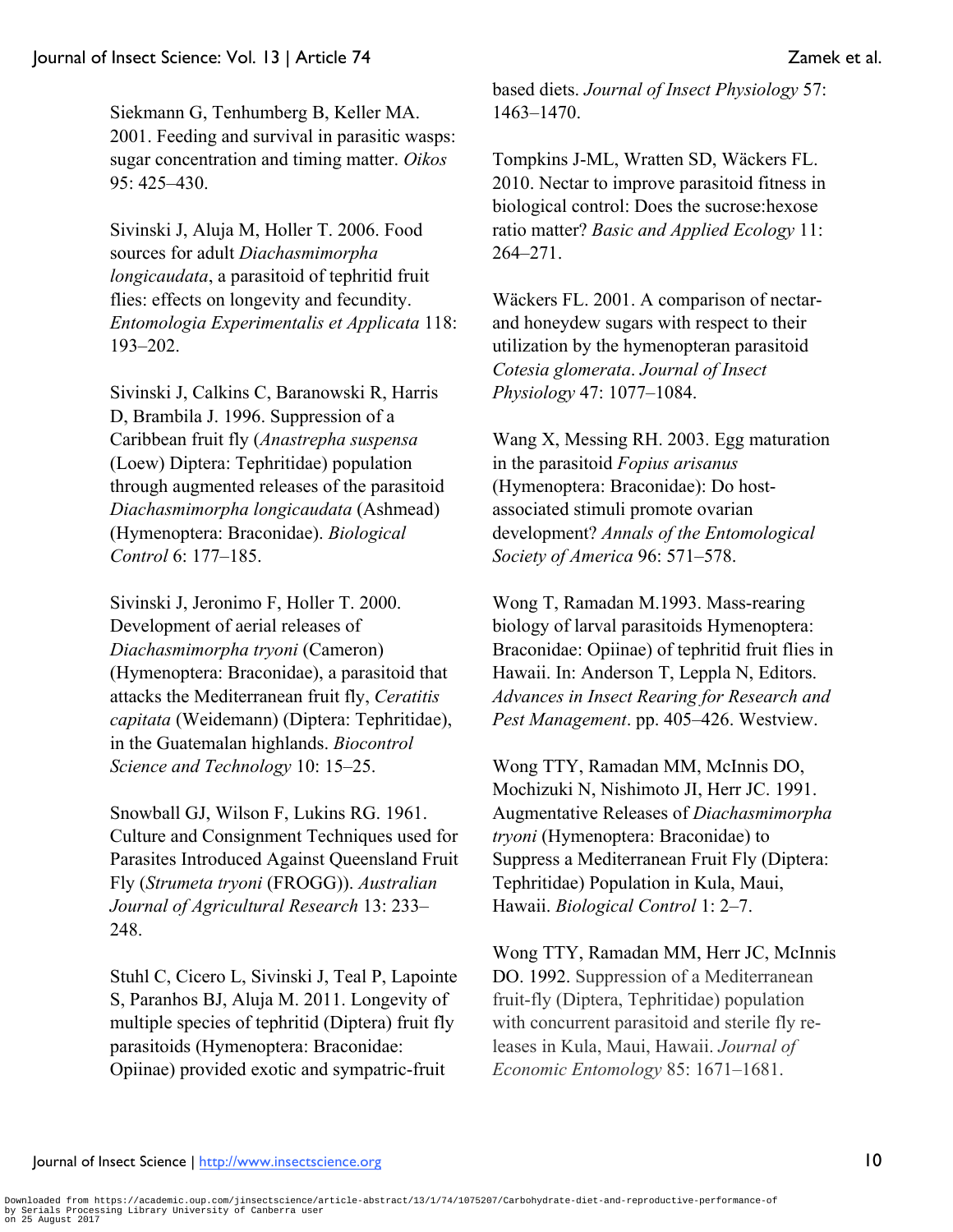Siekmann G, Tenhumberg B, Keller MA. 2001. Feeding and survival in parasitic wasps: sugar concentration and timing matter. *Oikos* 95: 425–430.

Sivinski J, Aluja M, Holler T. 2006. Food sources for adult *Diachasmimorpha longicaudata*, a parasitoid of tephritid fruit flies: effects on longevity and fecundity. *Entomologia Experimentalis et Applicata* 118: 193–202.

Sivinski J, Calkins C, Baranowski R, Harris D, Brambila J. 1996. Suppression of a Caribbean fruit fly (*Anastrepha suspensa* (Loew) Diptera: Tephritidae) population through augmented releases of the parasitoid *Diachasmimorpha longicaudata* (Ashmead) (Hymenoptera: Braconidae). *Biological Control* 6: 177–185.

Sivinski J, Jeronimo F, Holler T. 2000. Development of aerial releases of *Diachasmimorpha tryoni* (Cameron) (Hymenoptera: Braconidae), a parasitoid that attacks the Mediterranean fruit fly, *Ceratitis capitata* (Weidemann) (Diptera: Tephritidae), in the Guatemalan highlands. *Biocontrol Science and Technology* 10: 15–25.

Snowball GJ, Wilson F, Lukins RG. 1961. Culture and Consignment Techniques used for Parasites Introduced Against Queensland Fruit Fly (*Strumeta tryoni* (FROGG)). *Australian Journal of Agricultural Research* 13: 233–248.

Stuhl C, Cicero L, Sivinski J, Teal P, Lapointe S, Paranhos BJ, Aluja M. 2011. Longevity of multiple species of tephritid (Diptera) fruit fly parasitoids (Hymenoptera: Braconidae: Opiinae) provided exotic and sympatric-fruit based diets. *Journal of Insect Physiology* 57: 1463–1470.

Tompkins J-ML, Wratten SD, Wäckers FL. 2010. Nectar to improve parasitoid fitness in biological control: Does the sucrose:hexose ratio matter? *Basic and Applied Ecology* 11: 264–271.

Wäckers FL. 2001. A comparison of nectar- and honeydew sugars with respect to their utilization by the hymenopteran parasitoid *Cotesia glomerata*. *Journal of Insect Physiology* 47: 1077–1084.

Wang X, Messing RH. 2003. Egg maturation in the parasitoid *Fopius arisanus* (Hymenoptera: Braconidae): Do host-associated stimuli promote ovarian development? *Annals of the Entomological Society of America* 96: 571–578.

Wong T, Ramadan M.1993. Mass-rearing biology of larval parasitoids Hymenoptera: Braconidae: Opiinae) of tephritid fruit flies in Hawaii. In: Anderson T, Leppla N, Editors. *Advances in Insect Rearing for Research and Pest Management*. pp. 405–426. Westview.

Wong TTY, Ramadan MM, McInnis DO, Mochizuki N, Nishimoto JI, Herr JC. 1991. Augmentative Releases of *Diachasmimorpha tryoni* (Hymenoptera: Braconidae) to Suppress a Mediterranean Fruit Fly (Diptera: Tephritidae) Population in Kula, Maui, Hawaii. *Biological Control* 1: 2–7.

Wong TTY, Ramadan MM, Herr JC, McInnis DO. 1992. Suppression of a Mediterranean fruit-fly (Diptera, Tephritidae) population with concurrent parasitoid and sterile fly releases in Kula, Maui, Hawaii. *Journal of Economic Entomology* 85: 1671–1681.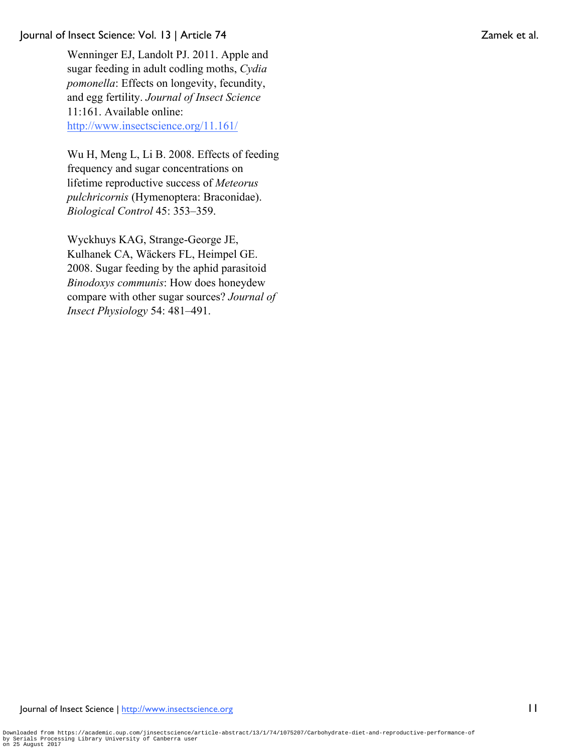Wenninger EJ, Landolt PJ. 2011. Apple and sugar feeding in adult codling moths, *Cydia pomonella*: Effects on longevity, fecundity, and egg fertility. *Journal of Insect Science* 11:161. Available online: http://www.insectscience.org/11.161/

Wu H, Meng L, Li B. 2008. Effects of feeding frequency and sugar concentrations on lifetime reproductive success of *Meteorus pulchricornis* (Hymenoptera: Braconidae). *Biological Control* 45: 353–359.

Wyckhuys KAG, Strange-George JE, Kulhanek CA, Wäckers FL, Heimpel GE. 2008. Sugar feeding by the aphid parasitoid *Binodoxys communis*: How does honeydew compare with other sugar sources? *Journal of Insect Physiology* 54: 481–491.